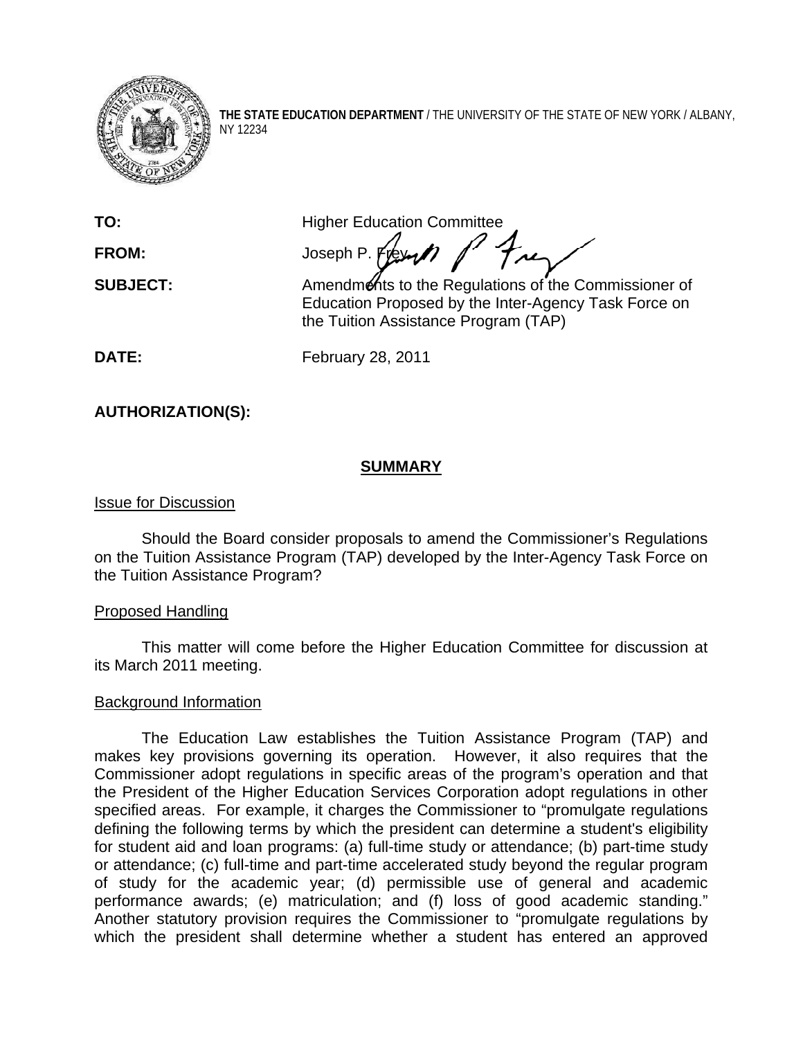**THE STATE EDUCATION DEPARTMENT** / THE UNIVERSITY OF THE STATE OF NEW YORK / ALBANY, NY 12234

**TO:** Higher Education Committee

**FROM:** Joseph P. Frey

**SUBJECT:** Amendments to the Regulations of the Commissioner of Education Proposed by the Inter-Agency Task Force on the Tuition Assistance Program (TAP)

**DATE:** February 28, 2011

**AUTHORIZATION(S):**

## SUMMARY

Issue for Discussion

Should the Board consider proposals to amend the Commissioner's Regulations on the Tuition Assistance Program (TAP) developed by the Inter-Agency Task Force on the Tuition Assistance Program?

Proposed Handling

This matter will come before the Higher Education Committee for discussion at its March 2011 meeting.

Background Information

The Education Law establishes the Tuition Assistance Program (TAP) and makes key provisions governing its operation. However, it also requires that the Commissioner adopt regulations in specific areas of the program's operation and that the President of the Higher Education Services Corporation adopt regulations in other specified areas. For example, it charges the Commissioner to "promulgate regulations defining the following terms by which the president can determine a student's eligibility for student aid and loan programs: (a) full-time study or attendance; (b) part-time study or attendance; (c) full-time and part-time accelerated study beyond the regular program of study for the academic year; (d) permissible use of general and academic performance awards; (e) matriculation; and (f) loss of good academic standing." Another statutory provision requires the Commissioner to "promulgate regulations by which the president shall determine whether a student has entered an approved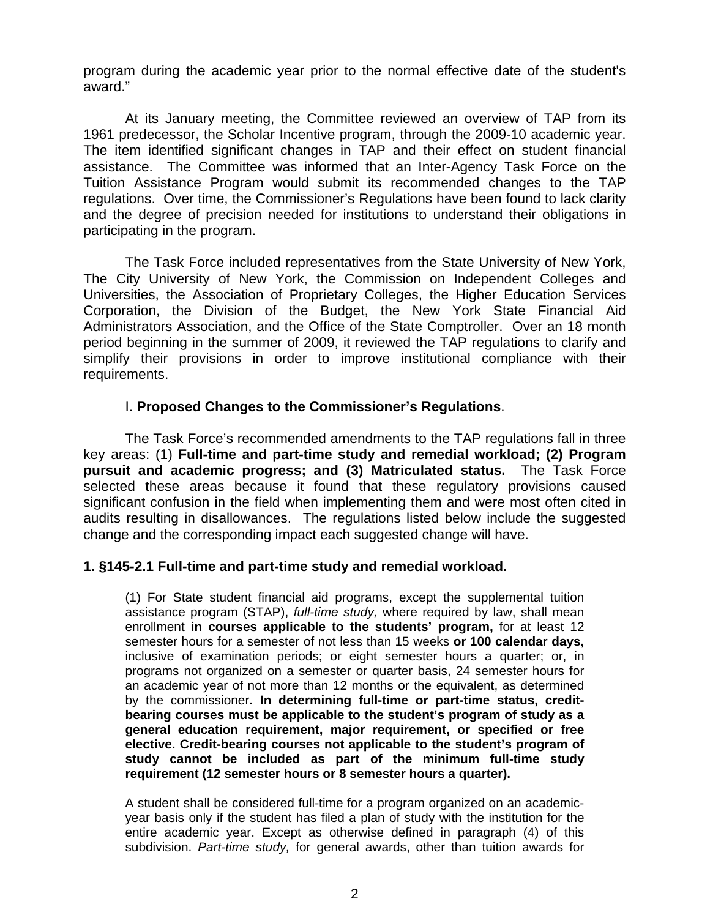program during the academic year prior to the normal effective date of the student's award."

At its January meeting, the Committee reviewed an overview of TAP from its 1961 predecessor, the Scholar Incentive program, through the 2009-10 academic year. The item identified significant changes in TAP and their effect on student financial assistance. The Committee was informed that an Inter-Agency Task Force on the Tuition Assistance Program would submit its recommended changes to the TAP regulations. Over time, the Commissioner's Regulations have been found to lack clarity and the degree of precision needed for institutions to understand their obligations in participating in the program.

The Task Force included representatives from the State University of New York, The City University of New York, the Commission on Independent Colleges and Universities, the Association of Proprietary Colleges, the Higher Education Services Corporation, the Division of the Budget, the New York State Financial Aid Administrators Association, and the Office of the State Comptroller. Over an 18 month period beginning in the summer of 2009, it reviewed the TAP regulations to clarify and simplify their provisions in order to improve institutional compliance with their requirements.

I. **Proposed Changes to the Commissioner's Regulations**.

The Task Force's recommended amendments to the TAP regulations fall in three key areas: (1) **Full-time and part-time study and remedial workload; (2) Program pursuit and academic progress; and (3) Matriculated status.** The Task Force selected these areas because it found that these regulatory provisions caused significant confusion in the field when implementing them and were most often cited in audits resulting in disallowances. The regulations listed below include the suggested change and the corresponding impact each suggested change will have.

**1. §145-2.1 Full-time and part-time study and remedial workload.**

> (1) For State student financial aid programs, except the supplemental tuition assistance program (STAP), *full-time study,* where required by law, shall mean enrollment **in courses applicable to the students' program,** for at least 12 semester hours for a semester of not less than 15 weeks **or 100 calendar days,** inclusive of examination periods; or eight semester hours a quarter; or, in programs not organized on a semester or quarter basis, 24 semester hours for an academic year of not more than 12 months or the equivalent, as determined by the commissioner**. In determining full-time or part-time status, credit-bearing courses must be applicable to the student's program of study as a general education requirement, major requirement, or specified or free elective. Credit-bearing courses not applicable to the student's program of study cannot be included as part of the minimum full-time study requirement (12 semester hours or 8 semester hours a quarter).**
>
> A student shall be considered full-time for a program organized on an academic-year basis only if the student has filed a plan of study with the institution for the entire academic year. Except as otherwise defined in paragraph (4) of this subdivision. *Part-time study,* for general awards, other than tuition awards for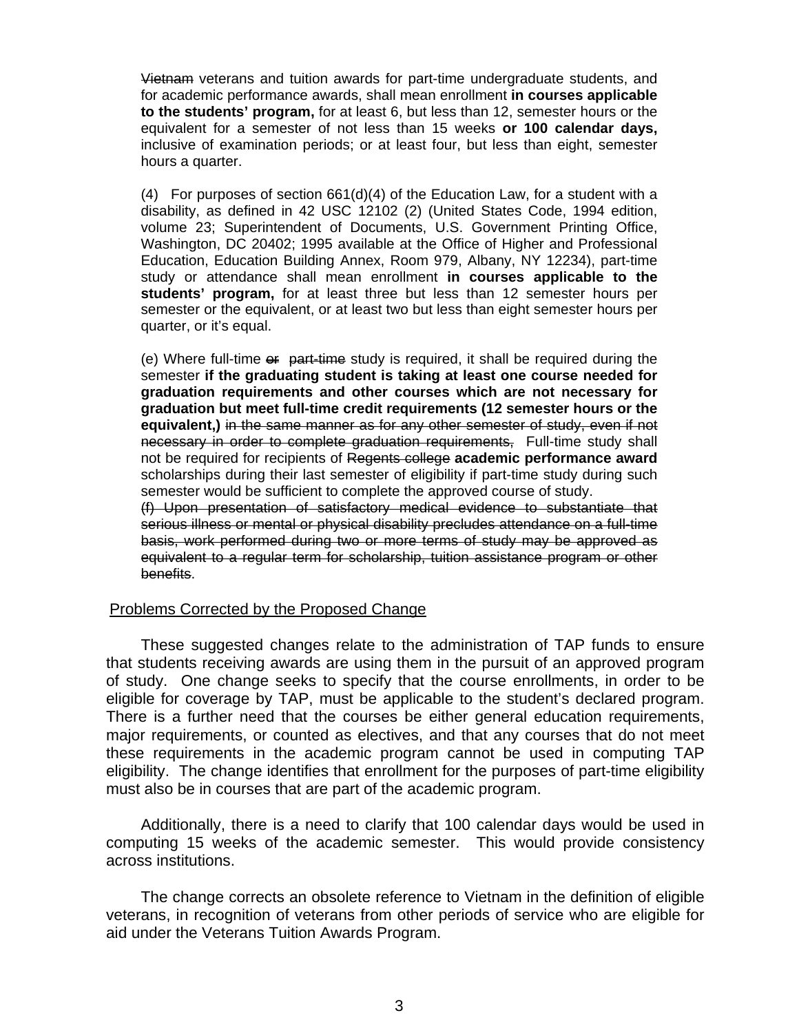~~Vietnam~~ veterans and tuition awards for part-time undergraduate students, and for academic performance awards, shall mean enrollment **in courses applicable to the students' program,** for at least 6, but less than 12, semester hours or the equivalent for a semester of not less than 15 weeks **or 100 calendar days,** inclusive of examination periods; or at least four, but less than eight, semester hours a quarter.

(4) For purposes of section 661(d)(4) of the Education Law, for a student with a disability, as defined in 42 USC 12102 (2) (United States Code, 1994 edition, volume 23; Superintendent of Documents, U.S. Government Printing Office, Washington, DC 20402; 1995 available at the Office of Higher and Professional Education, Education Building Annex, Room 979, Albany, NY 12234), part-time study or attendance shall mean enrollment **in courses applicable to the students' program,** for at least three but less than 12 semester hours per semester or the equivalent, or at least two but less than eight semester hours per quarter, or it's equal.

(e) Where full-time ~~or part-time~~ study is required, it shall be required during the semester **if the graduating student is taking at least one course needed for graduation requirements and other courses which are not necessary for graduation but meet full-time credit requirements (12 semester hours or the equivalent,)** ~~in the same manner as for any other semester of study, even if not necessary in order to complete graduation requirements,~~ Full-time study shall not be required for recipients of ~~Regents college~~ **academic performance award** scholarships during their last semester of eligibility if part-time study during such semester would be sufficient to complete the approved course of study.

~~(f) Upon presentation of satisfactory medical evidence to substantiate that serious illness or mental or physical disability precludes attendance on a full-time basis, work performed during two or more terms of study may be approved as equivalent to a regular term for scholarship, tuition assistance program or other benefits~~.

## Problems Corrected by the Proposed Change

These suggested changes relate to the administration of TAP funds to ensure that students receiving awards are using them in the pursuit of an approved program of study. One change seeks to specify that the course enrollments, in order to be eligible for coverage by TAP, must be applicable to the student's declared program. There is a further need that the courses be either general education requirements, major requirements, or counted as electives, and that any courses that do not meet these requirements in the academic program cannot be used in computing TAP eligibility. The change identifies that enrollment for the purposes of part-time eligibility must also be in courses that are part of the academic program.

Additionally, there is a need to clarify that 100 calendar days would be used in computing 15 weeks of the academic semester. This would provide consistency across institutions.

The change corrects an obsolete reference to Vietnam in the definition of eligible veterans, in recognition of veterans from other periods of service who are eligible for aid under the Veterans Tuition Awards Program.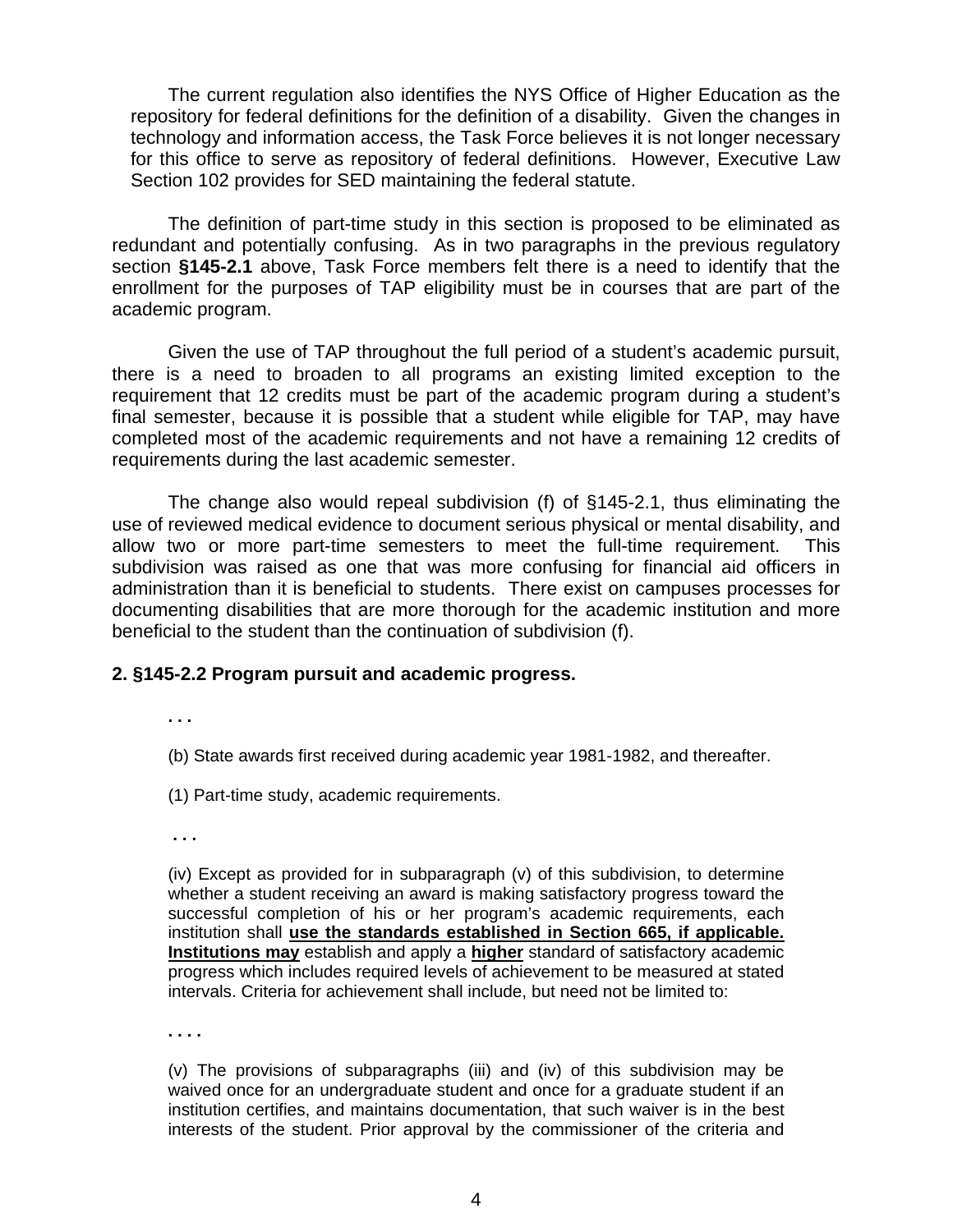The current regulation also identifies the NYS Office of Higher Education as the repository for federal definitions for the definition of a disability. Given the changes in technology and information access, the Task Force believes it is not longer necessary for this office to serve as repository of federal definitions. However, Executive Law Section 102 provides for SED maintaining the federal statute.

The definition of part-time study in this section is proposed to be eliminated as redundant and potentially confusing. As in two paragraphs in the previous regulatory section **§145-2.1** above, Task Force members felt there is a need to identify that the enrollment for the purposes of TAP eligibility must be in courses that are part of the academic program.

Given the use of TAP throughout the full period of a student's academic pursuit, there is a need to broaden to all programs an existing limited exception to the requirement that 12 credits must be part of the academic program during a student's final semester, because it is possible that a student while eligible for TAP, may have completed most of the academic requirements and not have a remaining 12 credits of requirements during the last academic semester.

The change also would repeal subdivision (f) of §145-2.1, thus eliminating the use of reviewed medical evidence to document serious physical or mental disability, and allow two or more part-time semesters to meet the full-time requirement. This subdivision was raised as one that was more confusing for financial aid officers in administration than it is beneficial to students. There exist on campuses processes for documenting disabilities that are more thorough for the academic institution and more beneficial to the student than the continuation of subdivision (f).

**2. §145-2.2 Program pursuit and academic progress.**

. . .

(b) State awards first received during academic year 1981-1982, and thereafter.

(1) Part-time study, academic requirements.

. . .

(iv) Except as provided for in subparagraph (v) of this subdivision, to determine whether a student receiving an award is making satisfactory progress toward the successful completion of his or her program's academic requirements, each institution shall <u>**use the standards established in Section 665, if applicable. Institutions may**</u> establish and apply a <u>**higher**</u> standard of satisfactory academic progress which includes required levels of achievement to be measured at stated intervals. Criteria for achievement shall include, but need not be limited to:

. . . .

(v) The provisions of subparagraphs (iii) and (iv) of this subdivision may be waived once for an undergraduate student and once for a graduate student if an institution certifies, and maintains documentation, that such waiver is in the best interests of the student. Prior approval by the commissioner of the criteria and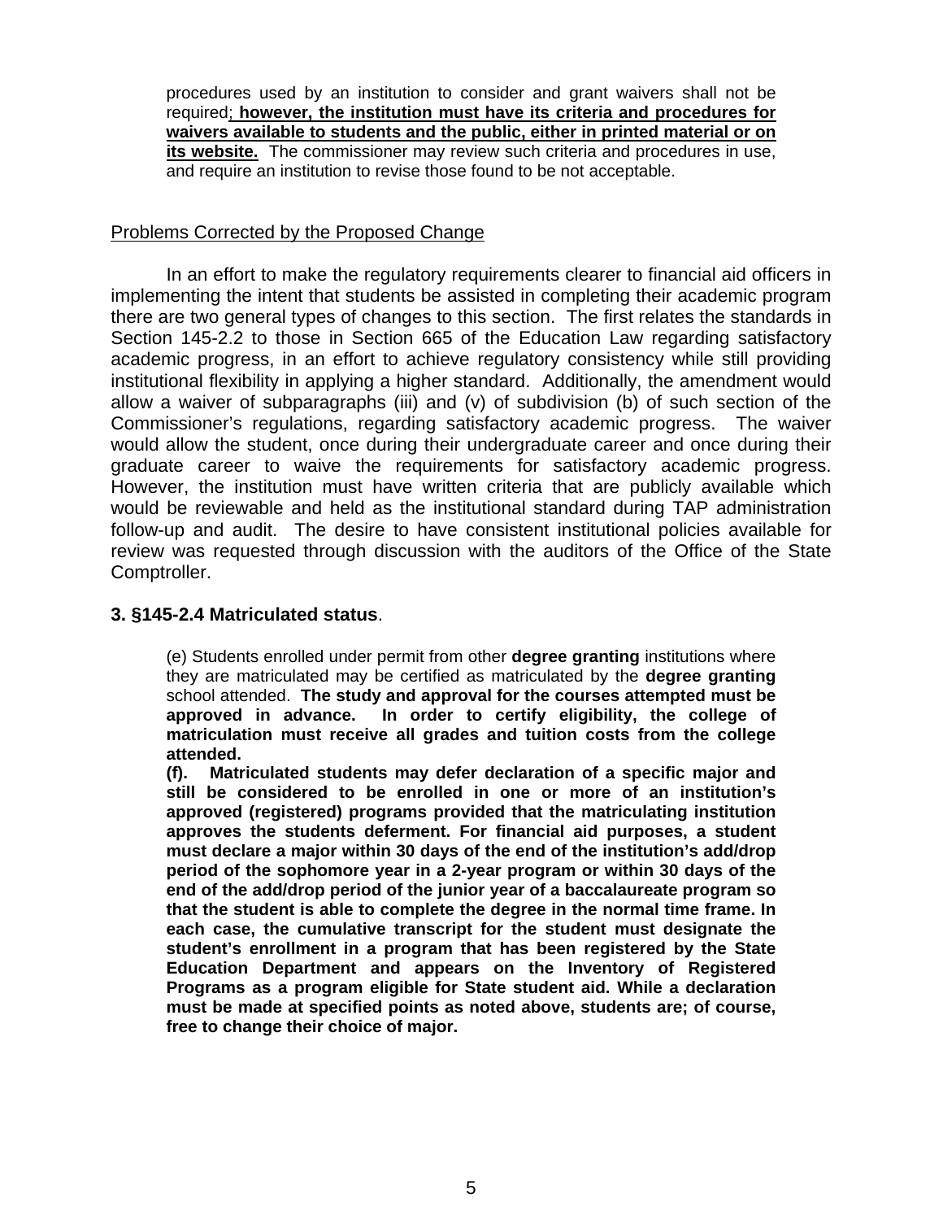procedures used by an institution to consider and grant waivers shall not be required; **however, the institution must have its criteria and procedures for waivers available to students and the public, either in printed material or on its website.** The commissioner may review such criteria and procedures in use, and require an institution to revise those found to be not acceptable.

Problems Corrected by the Proposed Change

In an effort to make the regulatory requirements clearer to financial aid officers in implementing the intent that students be assisted in completing their academic program there are two general types of changes to this section. The first relates the standards in Section 145-2.2 to those in Section 665 of the Education Law regarding satisfactory academic progress, in an effort to achieve regulatory consistency while still providing institutional flexibility in applying a higher standard. Additionally, the amendment would allow a waiver of subparagraphs (iii) and (v) of subdivision (b) of such section of the Commissioner's regulations, regarding satisfactory academic progress. The waiver would allow the student, once during their undergraduate career and once during their graduate career to waive the requirements for satisfactory academic progress. However, the institution must have written criteria that are publicly available which would be reviewable and held as the institutional standard during TAP administration follow-up and audit. The desire to have consistent institutional policies available for review was requested through discussion with the auditors of the Office of the State Comptroller.

### 3. §145-2.4 Matriculated status.

(e) Students enrolled under permit from other **degree granting** institutions where they are matriculated may be certified as matriculated by the **degree granting** school attended. **The study and approval for the courses attempted must be approved in advance. In order to certify eligibility, the college of matriculation must receive all grades and tuition costs from the college attended.**

**(f). Matriculated students may defer declaration of a specific major and still be considered to be enrolled in one or more of an institution's approved (registered) programs provided that the matriculating institution approves the students deferment. For financial aid purposes, a student must declare a major within 30 days of the end of the institution's add/drop period of the sophomore year in a 2-year program or within 30 days of the end of the add/drop period of the junior year of a baccalaureate program so that the student is able to complete the degree in the normal time frame. In each case, the cumulative transcript for the student must designate the student's enrollment in a program that has been registered by the State Education Department and appears on the Inventory of Registered Programs as a program eligible for State student aid. While a declaration must be made at specified points as noted above, students are; of course, free to change their choice of major.**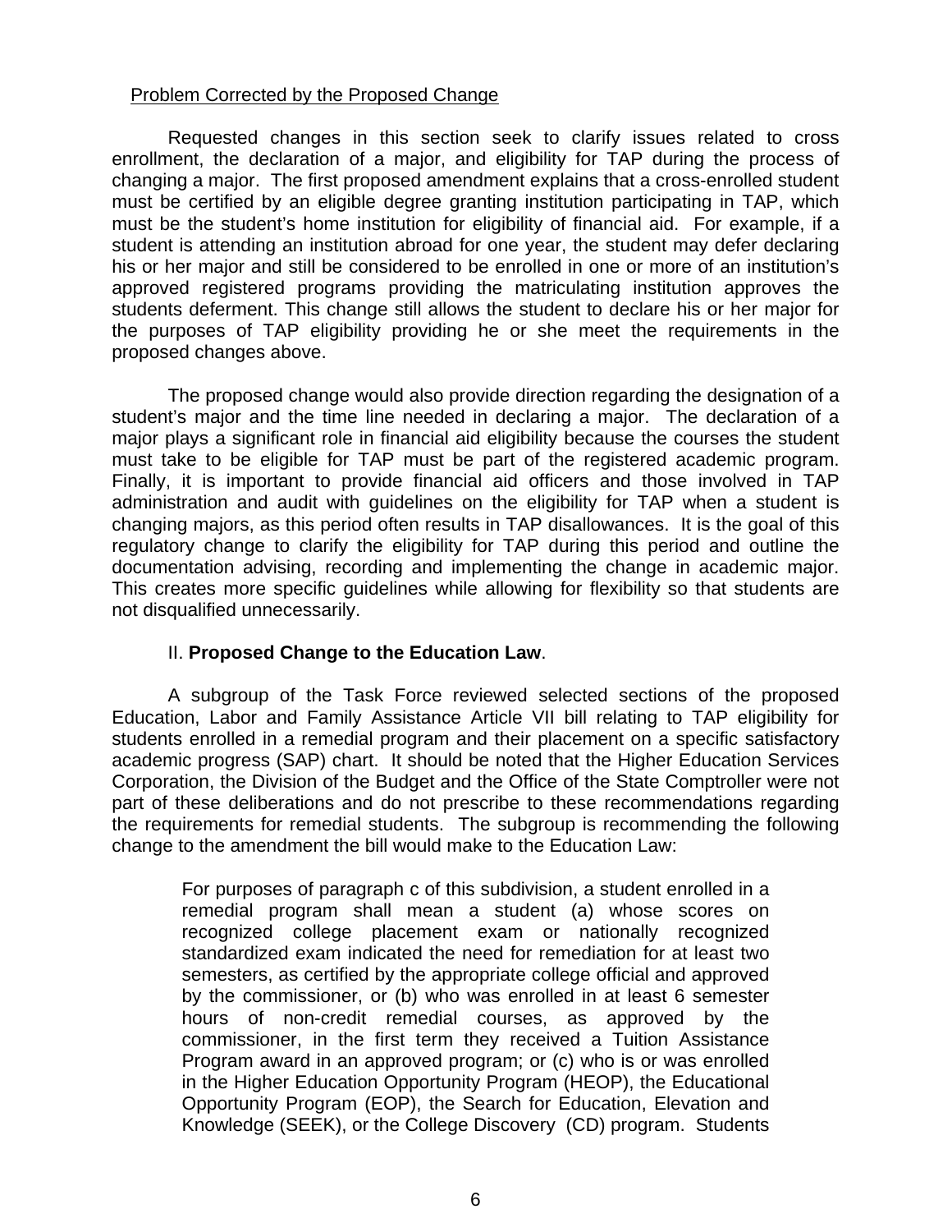Problem Corrected by the Proposed Change

Requested changes in this section seek to clarify issues related to cross enrollment, the declaration of a major, and eligibility for TAP during the process of changing a major. The first proposed amendment explains that a cross-enrolled student must be certified by an eligible degree granting institution participating in TAP, which must be the student's home institution for eligibility of financial aid. For example, if a student is attending an institution abroad for one year, the student may defer declaring his or her major and still be considered to be enrolled in one or more of an institution's approved registered programs providing the matriculating institution approves the students deferment. This change still allows the student to declare his or her major for the purposes of TAP eligibility providing he or she meet the requirements in the proposed changes above.

The proposed change would also provide direction regarding the designation of a student's major and the time line needed in declaring a major. The declaration of a major plays a significant role in financial aid eligibility because the courses the student must take to be eligible for TAP must be part of the registered academic program. Finally, it is important to provide financial aid officers and those involved in TAP administration and audit with guidelines on the eligibility for TAP when a student is changing majors, as this period often results in TAP disallowances. It is the goal of this regulatory change to clarify the eligibility for TAP during this period and outline the documentation advising, recording and implementing the change in academic major. This creates more specific guidelines while allowing for flexibility so that students are not disqualified unnecessarily.

II. **Proposed Change to the Education Law**.

A subgroup of the Task Force reviewed selected sections of the proposed Education, Labor and Family Assistance Article VII bill relating to TAP eligibility for students enrolled in a remedial program and their placement on a specific satisfactory academic progress (SAP) chart. It should be noted that the Higher Education Services Corporation, the Division of the Budget and the Office of the State Comptroller were not part of these deliberations and do not prescribe to these recommendations regarding the requirements for remedial students. The subgroup is recommending the following change to the amendment the bill would make to the Education Law:

> For purposes of paragraph c of this subdivision, a student enrolled in a remedial program shall mean a student (a) whose scores on recognized college placement exam or nationally recognized standardized exam indicated the need for remediation for at least two semesters, as certified by the appropriate college official and approved by the commissioner, or (b) who was enrolled in at least 6 semester hours of non-credit remedial courses, as approved by the commissioner, in the first term they received a Tuition Assistance Program award in an approved program; or (c) who is or was enrolled in the Higher Education Opportunity Program (HEOP), the Educational Opportunity Program (EOP), the Search for Education, Elevation and Knowledge (SEEK), or the College Discovery (CD) program. Students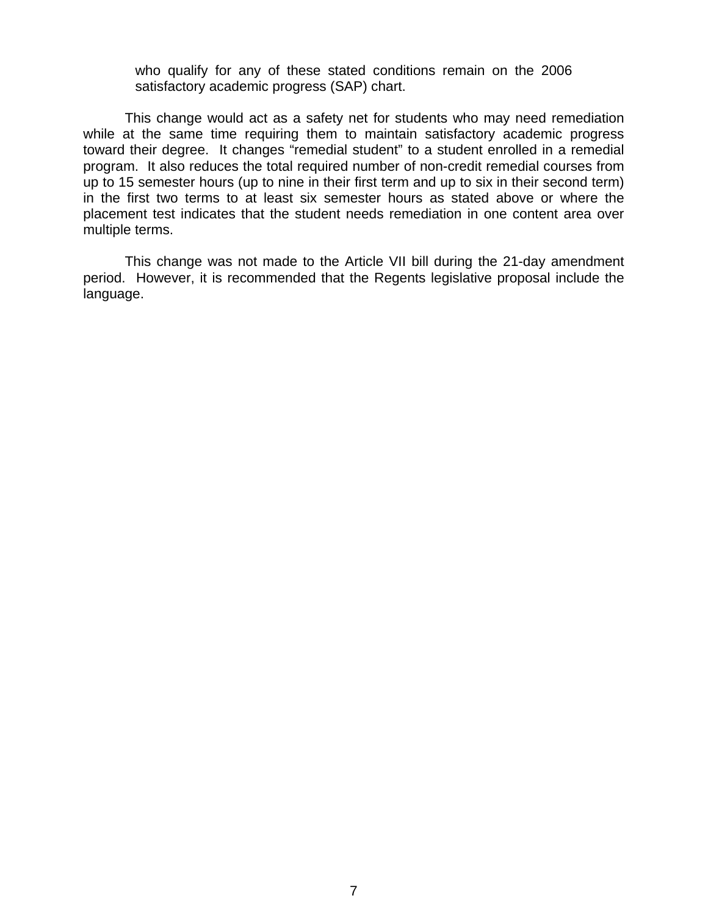who qualify for any of these stated conditions remain on the 2006 satisfactory academic progress (SAP) chart.

This change would act as a safety net for students who may need remediation while at the same time requiring them to maintain satisfactory academic progress toward their degree. It changes "remedial student" to a student enrolled in a remedial program. It also reduces the total required number of non-credit remedial courses from up to 15 semester hours (up to nine in their first term and up to six in their second term) in the first two terms to at least six semester hours as stated above or where the placement test indicates that the student needs remediation in one content area over multiple terms.

This change was not made to the Article VII bill during the 21-day amendment period. However, it is recommended that the Regents legislative proposal include the language.